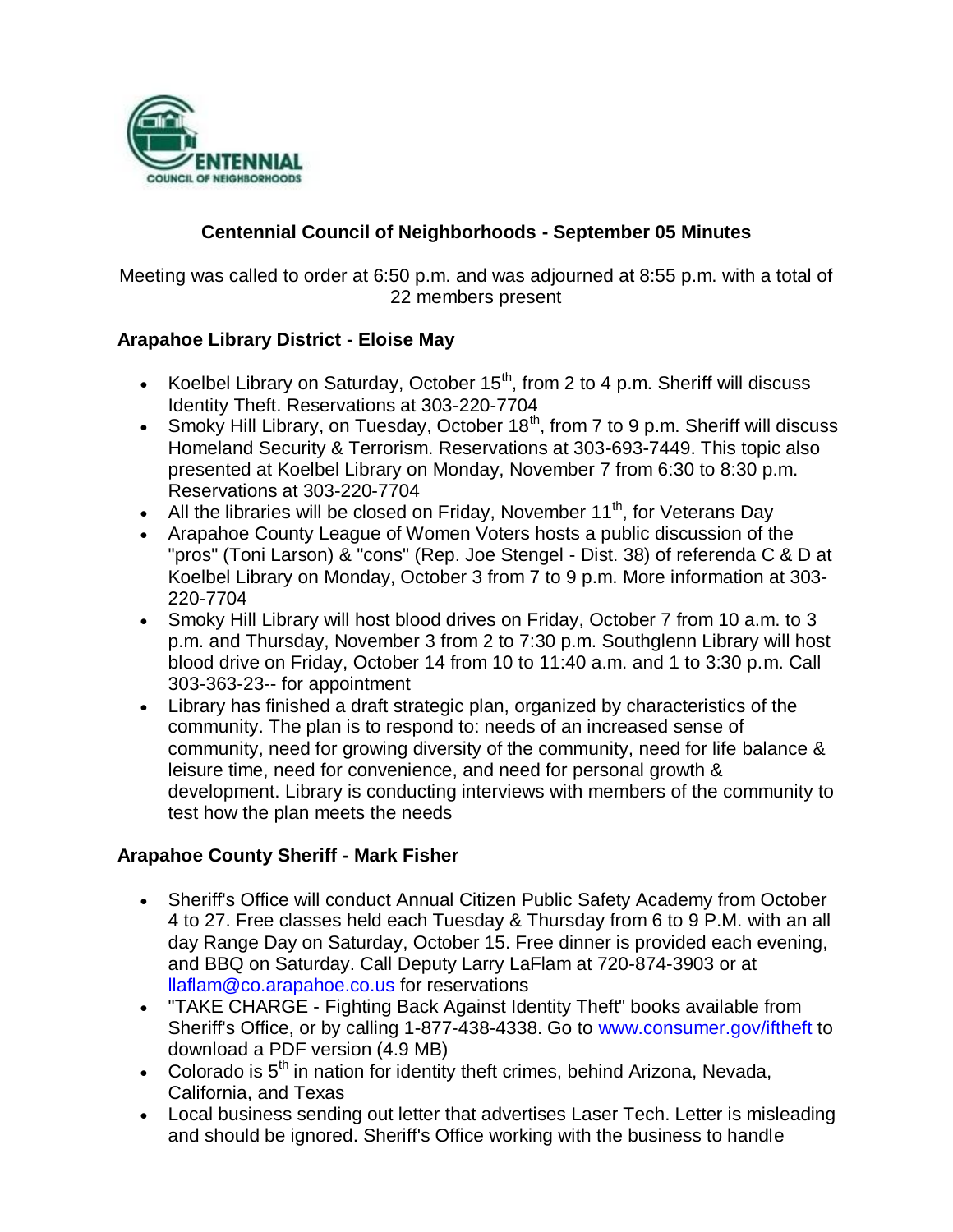# Centennial Council of Neighborhoods - September 05 Minutes

Meeting was called to order at 6:50 p.m. and was adjourned at 8:55 p.m. with a total of 22 members present

## Arapahoe Library District - Eloise May

- Koelbel Library on Saturday, October 15th, from 2 to 4 p.m. Sheriff will discuss Identity Theft. Reservations at 303-220-7704
- Smoky Hill Library, on Tuesday, October 18th, from 7 to 9 p.m. Sheriff will discuss Homeland Security & Terrorism. Reservations at 303-693-7449. This topic also presented at Koelbel Library on Monday, November 7 from 6:30 to 8:30 p.m. Reservations at 303-220-7704
- All the libraries will be closed on Friday, November 11th, for Veterans Day
- Arapahoe County League of Women Voters hosts a public discussion of the "pros" (Toni Larson) & "cons" (Rep. Joe Stengel - Dist. 38) of referenda C & D at Koelbel Library on Monday, October 3 from 7 to 9 p.m. More information at 303-220-7704
- Smoky Hill Library will host blood drives on Friday, October 7 from 10 a.m. to 3 p.m. and Thursday, November 3 from 2 to 7:30 p.m. Southglenn Library will host blood drive on Friday, October 14 from 10 to 11:40 a.m. and 1 to 3:30 p.m. Call 303-363-23-- for appointment
- Library has finished a draft strategic plan, organized by characteristics of the community. The plan is to respond to: needs of an increased sense of community, need for growing diversity of the community, need for life balance & leisure time, need for convenience, and need for personal growth & development. Library is conducting interviews with members of the community to test how the plan meets the needs

## Arapahoe County Sheriff - Mark Fisher

- Sheriff's Office will conduct Annual Citizen Public Safety Academy from October 4 to 27. Free classes held each Tuesday & Thursday from 6 to 9 P.M. with an all day Range Day on Saturday, October 15. Free dinner is provided each evening, and BBQ on Saturday. Call Deputy Larry LaFlam at 720-874-3903 or at llaflam@co.arapahoe.co.us for reservations
- "TAKE CHARGE - Fighting Back Against Identity Theft" books available from Sheriff's Office, or by calling 1-877-438-4338. Go to www.consumer.gov/idtheft to download a PDF version (4.9 MB)
- Colorado is 5th in nation for identity theft crimes, behind Arizona, Nevada, California, and Texas
- Local business sending out letter that advertises Laser Tech. Letter is misleading and should be ignored. Sheriff's Office working with the business to handle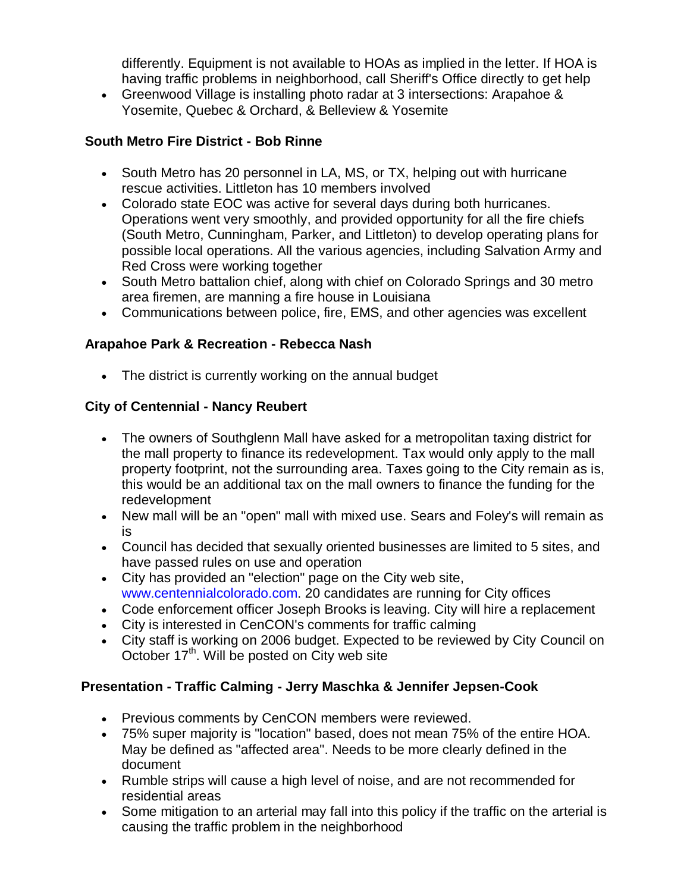differently. Equipment is not available to HOAs as implied in the letter. If HOA is having traffic problems in neighborhood, call Sheriff's Office directly to get help

- Greenwood Village is installing photo radar at 3 intersections: Arapahoe & Yosemite, Quebec & Orchard, & Belleview & Yosemite

**South Metro Fire District - Bob Rinne**

- South Metro has 20 personnel in LA, MS, or TX, helping out with hurricane rescue activities. Littleton has 10 members involved
- Colorado state EOC was active for several days during both hurricanes. Operations went very smoothly, and provided opportunity for all the fire chiefs (South Metro, Cunningham, Parker, and Littleton) to develop operating plans for possible local operations. All the various agencies, including Salvation Army and Red Cross were working together
- South Metro battalion chief, along with chief on Colorado Springs and 30 metro area firemen, are manning a fire house in Louisiana
- Communications between police, fire, EMS, and other agencies was excellent

**Arapahoe Park & Recreation - Rebecca Nash**

- The district is currently working on the annual budget

**City of Centennial - Nancy Reubert**

- The owners of Southglenn Mall have asked for a metropolitan taxing district for the mall property to finance its redevelopment. Tax would only apply to the mall property footprint, not the surrounding area. Taxes going to the City remain as is, this would be an additional tax on the mall owners to finance the funding for the redevelopment
- New mall will be an "open" mall with mixed use. Sears and Foley's will remain as is
- Council has decided that sexually oriented businesses are limited to 5 sites, and have passed rules on use and operation
- City has provided an "election" page on the City web site, www.centennialcolorado.com. 20 candidates are running for City offices
- Code enforcement officer Joseph Brooks is leaving. City will hire a replacement
- City is interested in CenCON's comments for traffic calming
- City staff is working on 2006 budget. Expected to be reviewed by City Council on October 17th. Will be posted on City web site

**Presentation - Traffic Calming - Jerry Maschka & Jennifer Jepsen-Cook**

- Previous comments by CenCON members were reviewed.
- 75% super majority is "location" based, does not mean 75% of the entire HOA. May be defined as "affected area". Needs to be more clearly defined in the document
- Rumble strips will cause a high level of noise, and are not recommended for residential areas
- Some mitigation to an arterial may fall into this policy if the traffic on the arterial is causing the traffic problem in the neighborhood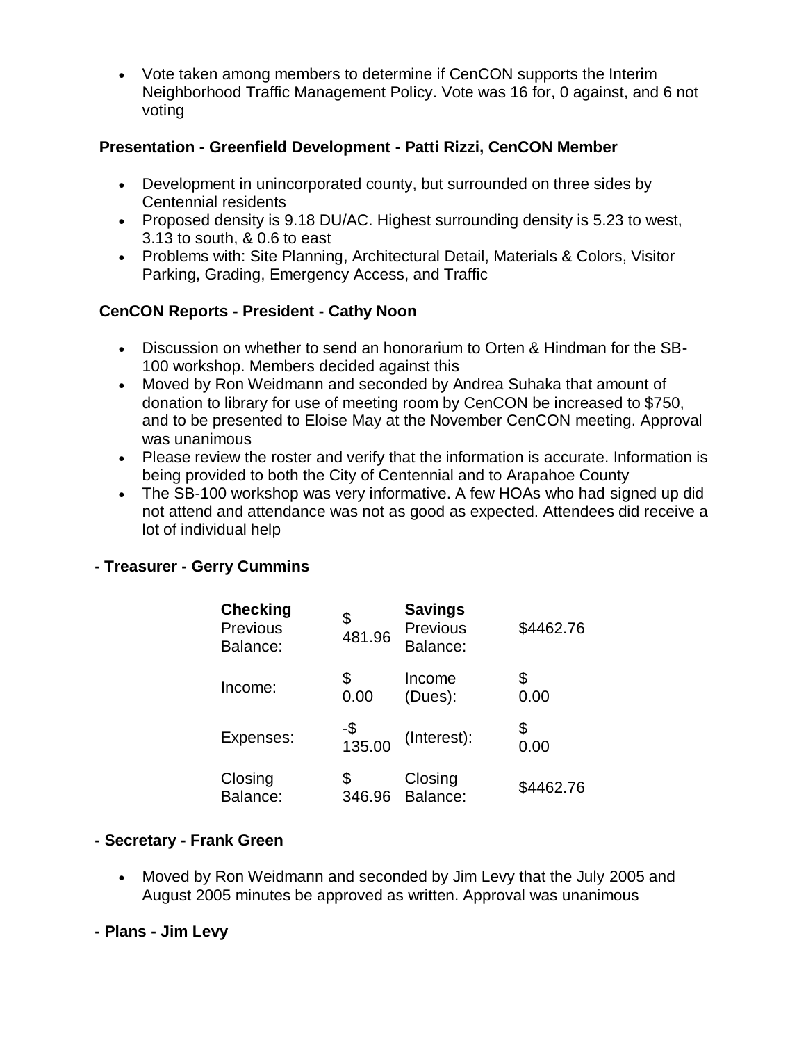- Vote taken among members to determine if CenCON supports the Interim Neighborhood Traffic Management Policy. Vote was 16 for, 0 against, and 6 not voting

**Presentation - Greenfield Development - Patti Rizzi, CenCON Member**

- Development in unincorporated county, but surrounded on three sides by Centennial residents
- Proposed density is 9.18 DU/AC. Highest surrounding density is 5.23 to west, 3.13 to south, & 0.6 to east
- Problems with: Site Planning, Architectural Detail, Materials & Colors, Visitor Parking, Grading, Emergency Access, and Traffic

**CenCON Reports - President - Cathy Noon**

- Discussion on whether to send an honorarium to Orten & Hindman for the SB-100 workshop. Members decided against this
- Moved by Ron Weidmann and seconded by Andrea Suhaka that amount of donation to library for use of meeting room by CenCON be increased to $750, and to be presented to Eloise May at the November CenCON meeting. Approval was unanimous
- Please review the roster and verify that the information is accurate. Information is being provided to both the City of Centennial and to Arapahoe County
- The SB-100 workshop was very informative. A few HOAs who had signed up did not attend and attendance was not as good as expected. Attendees did receive a lot of individual help

**- Treasurer - Gerry Cummins**

| **Checking** Previous Balance: | $ 481.96 | **Savings** Previous Balance: | $4462.76 |
|---|---|---|---|
| Income: | $ 0.00 | Income (Dues): | $ 0.00 |
| Expenses: | -$ 135.00 | (Interest): | $ 0.00 |
| Closing Balance: | $ 346.96 | Closing Balance: | $4462.76 |

**- Secretary - Frank Green**

- Moved by Ron Weidmann and seconded by Jim Levy that the July 2005 and August 2005 minutes be approved as written. Approval was unanimous

**- Plans - Jim Levy**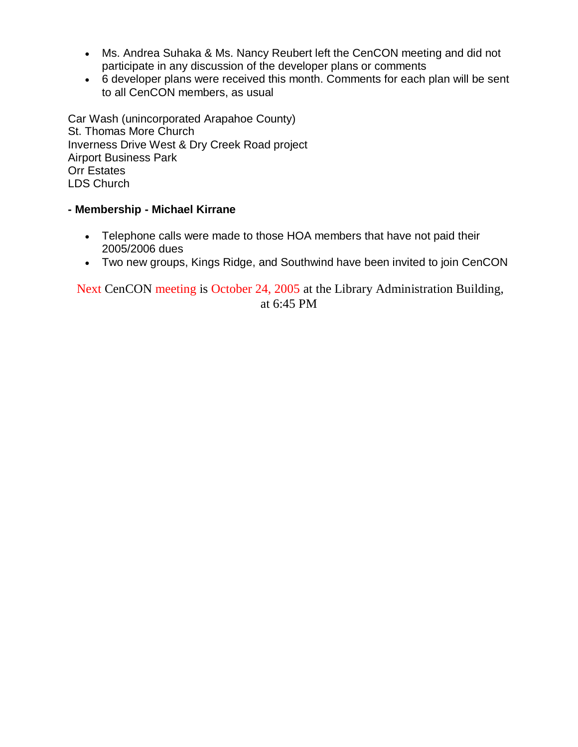- Ms. Andrea Suhaka & Ms. Nancy Reubert left the CenCON meeting and did not participate in any discussion of the developer plans or comments
- 6 developer plans were received this month. Comments for each plan will be sent to all CenCON members, as usual

Car Wash (unincorporated Arapahoe County)
St. Thomas More Church
Inverness Drive West & Dry Creek Road project
Airport Business Park
Orr Estates
LDS Church

**- Membership - Michael Kirrane**

- Telephone calls were made to those HOA members that have not paid their 2005/2006 dues
- Two new groups, Kings Ridge, and Southwind have been invited to join CenCON

Next CenCON meeting is October 24, 2005 at the Library Administration Building, at 6:45 PM